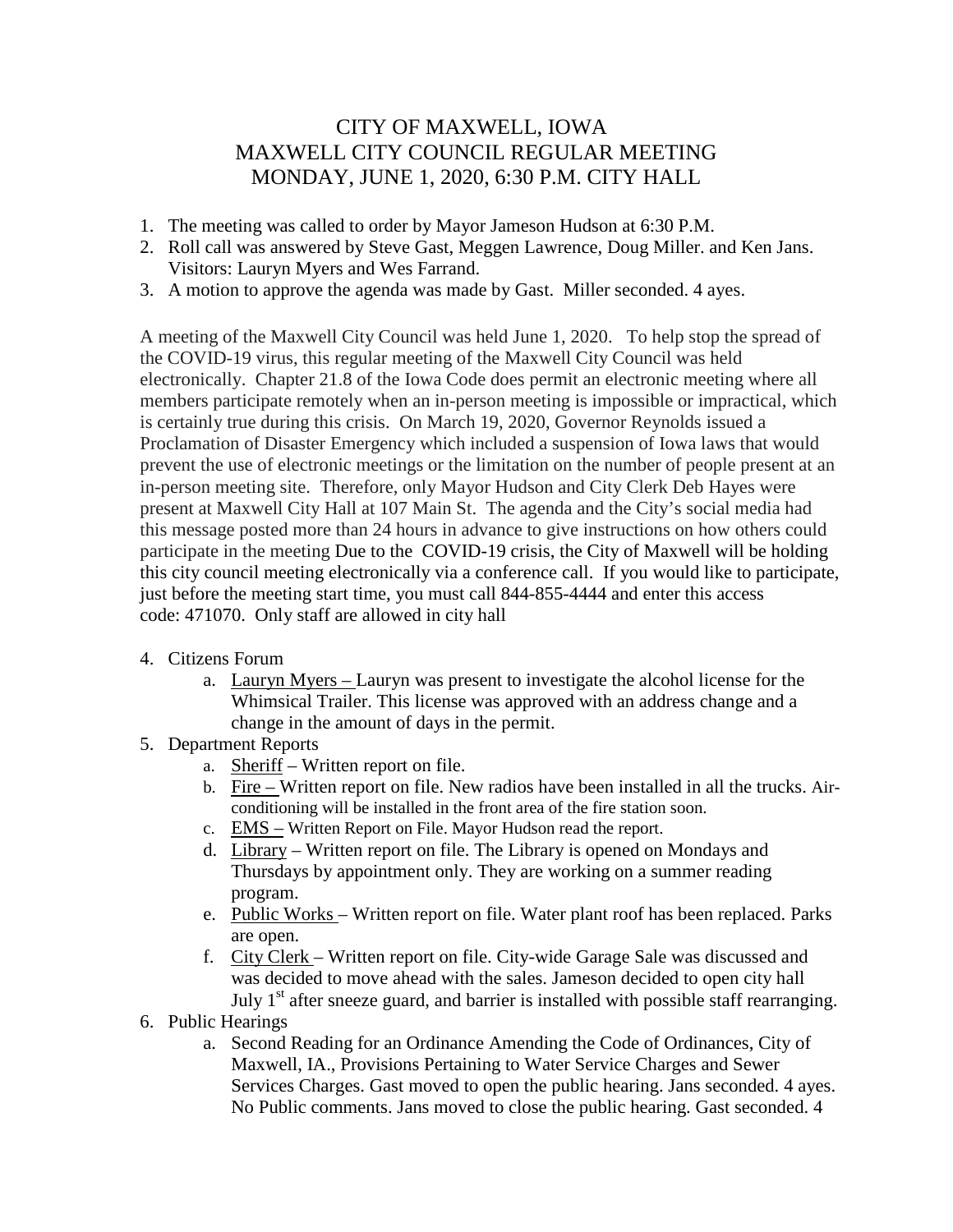# CITY OF MAXWELL, IOWA
# MAXWELL CITY COUNCIL REGULAR MEETING
# MONDAY, JUNE 1, 2020, 6:30 P.M. CITY HALL

1. The meeting was called to order by Mayor Jameson Hudson at 6:30 P.M.
2. Roll call was answered by Steve Gast, Meggen Lawrence, Doug Miller. and Ken Jans. Visitors: Lauryn Myers and Wes Farrand.
3. A motion to approve the agenda was made by Gast. Miller seconded. 4 ayes.

A meeting of the Maxwell City Council was held June 1, 2020. To help stop the spread of the COVID-19 virus, this regular meeting of the Maxwell City Council was held electronically. Chapter 21.8 of the Iowa Code does permit an electronic meeting where all members participate remotely when an in-person meeting is impossible or impractical, which is certainly true during this crisis. On March 19, 2020, Governor Reynolds issued a Proclamation of Disaster Emergency which included a suspension of Iowa laws that would prevent the use of electronic meetings or the limitation on the number of people present at an in-person meeting site. Therefore, only Mayor Hudson and City Clerk Deb Hayes were present at Maxwell City Hall at 107 Main St. The agenda and the City's social media had this message posted more than 24 hours in advance to give instructions on how others could participate in the meeting Due to the COVID-19 crisis, the City of Maxwell will be holding this city council meeting electronically via a conference call. If you would like to participate, just before the meeting start time, you must call 844-855-4444 and enter this access code: 471070. Only staff are allowed in city hall

4. Citizens Forum
    a. Lauryn Myers – Lauryn was present to investigate the alcohol license for the Whimsical Trailer. This license was approved with an address change and a change in the amount of days in the permit.
5. Department Reports
    a. Sheriff – Written report on file.
    b. Fire – Written report on file. New radios have been installed in all the trucks. Air-conditioning will be installed in the front area of the fire station soon.
    c. EMS – Written Report on File. Mayor Hudson read the report.
    d. Library – Written report on file. The Library is opened on Mondays and Thursdays by appointment only. They are working on a summer reading program.
    e. Public Works – Written report on file. Water plant roof has been replaced. Parks are open.
    f. City Clerk – Written report on file. City-wide Garage Sale was discussed and was decided to move ahead with the sales. Jameson decided to open city hall July 1st after sneeze guard, and barrier is installed with possible staff rearranging.
6. Public Hearings
    a. Second Reading for an Ordinance Amending the Code of Ordinances, City of Maxwell, IA., Provisions Pertaining to Water Service Charges and Sewer Services Charges. Gast moved to open the public hearing. Jans seconded. 4 ayes. No Public comments. Jans moved to close the public hearing. Gast seconded. 4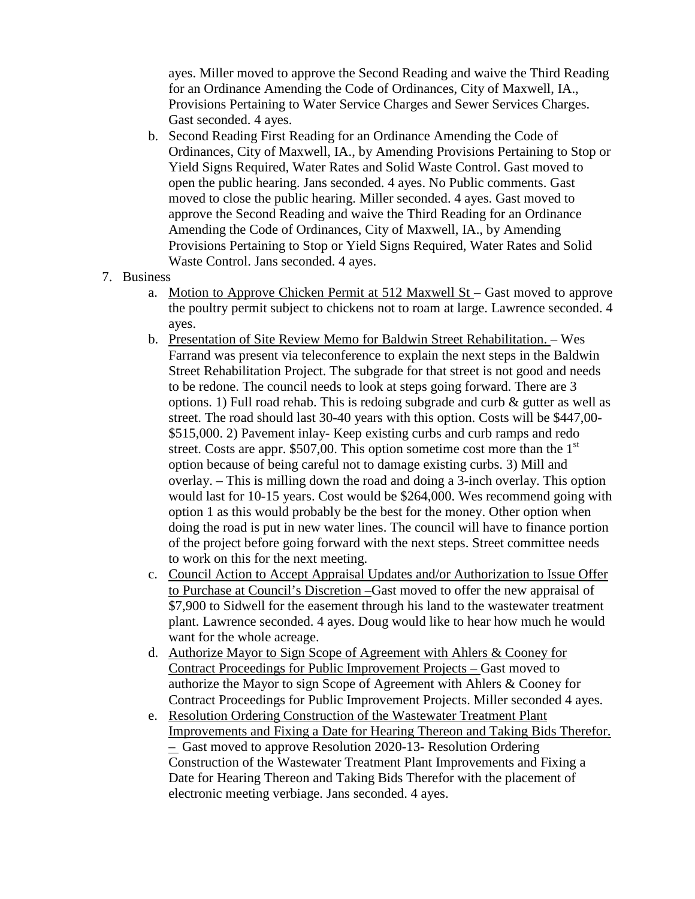ayes. Miller moved to approve the Second Reading and waive the Third Reading for an Ordinance Amending the Code of Ordinances, City of Maxwell, IA., Provisions Pertaining to Water Service Charges and Sewer Services Charges. Gast seconded. 4 ayes.

b. Second Reading First Reading for an Ordinance Amending the Code of Ordinances, City of Maxwell, IA., by Amending Provisions Pertaining to Stop or Yield Signs Required, Water Rates and Solid Waste Control. Gast moved to open the public hearing. Jans seconded. 4 ayes. No Public comments. Gast moved to close the public hearing. Miller seconded. 4 ayes. Gast moved to approve the Second Reading and waive the Third Reading for an Ordinance Amending the Code of Ordinances, City of Maxwell, IA., by Amending Provisions Pertaining to Stop or Yield Signs Required, Water Rates and Solid Waste Control. Jans seconded. 4 ayes.

7. Business
   a. Motion to Approve Chicken Permit at 512 Maxwell St – Gast moved to approve the poultry permit subject to chickens not to roam at large. Lawrence seconded. 4 ayes.
   b. Presentation of Site Review Memo for Baldwin Street Rehabilitation. – Wes Farrand was present via teleconference to explain the next steps in the Baldwin Street Rehabilitation Project. The subgrade for that street is not good and needs to be redone. The council needs to look at steps going forward. There are 3 options. 1) Full road rehab. This is redoing subgrade and curb & gutter as well as street. The road should last 30-40 years with this option. Costs will be $447,00-$515,000. 2) Pavement inlay- Keep existing curbs and curb ramps and redo street. Costs are appr. $507,00. This option sometime cost more than the 1st option because of being careful not to damage existing curbs. 3) Mill and overlay. – This is milling down the road and doing a 3-inch overlay. This option would last for 10-15 years. Cost would be $264,000. Wes recommend going with option 1 as this would probably be the best for the money. Other option when doing the road is put in new water lines. The council will have to finance portion of the project before going forward with the next steps. Street committee needs to work on this for the next meeting.
   c. Council Action to Accept Appraisal Updates and/or Authorization to Issue Offer to Purchase at Council's Discretion –Gast moved to offer the new appraisal of $7,900 to Sidwell for the easement through his land to the wastewater treatment plant. Lawrence seconded. 4 ayes. Doug would like to hear how much he would want for the whole acreage.
   d. Authorize Mayor to Sign Scope of Agreement with Ahlers & Cooney for Contract Proceedings for Public Improvement Projects – Gast moved to authorize the Mayor to sign Scope of Agreement with Ahlers & Cooney for Contract Proceedings for Public Improvement Projects. Miller seconded 4 ayes.
   e. Resolution Ordering Construction of the Wastewater Treatment Plant Improvements and Fixing a Date for Hearing Thereon and Taking Bids Therefor. – Gast moved to approve Resolution 2020-13- Resolution Ordering Construction of the Wastewater Treatment Plant Improvements and Fixing a Date for Hearing Thereon and Taking Bids Therefor with the placement of electronic meeting verbiage. Jans seconded. 4 ayes.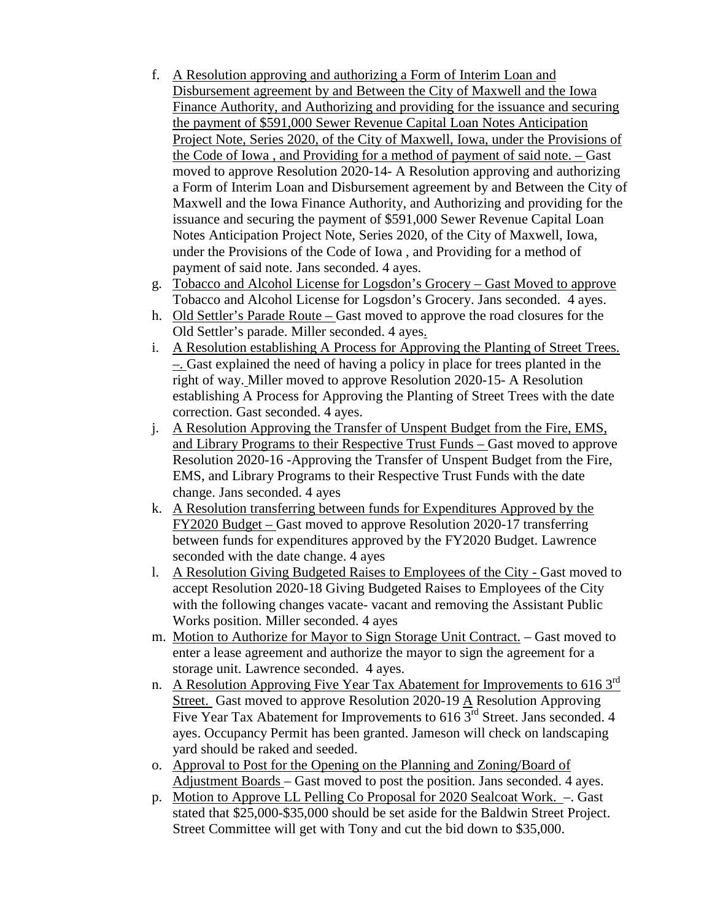f. A Resolution approving and authorizing a Form of Interim Loan and Disbursement agreement by and Between the City of Maxwell and the Iowa Finance Authority, and Authorizing and providing for the issuance and securing the payment of $591,000 Sewer Revenue Capital Loan Notes Anticipation Project Note, Series 2020, of the City of Maxwell, Iowa, under the Provisions of the Code of Iowa , and Providing for a method of payment of said note. – Gast moved to approve Resolution 2020-14- A Resolution approving and authorizing a Form of Interim Loan and Disbursement agreement by and Between the City of Maxwell and the Iowa Finance Authority, and Authorizing and providing for the issuance and securing the payment of $591,000 Sewer Revenue Capital Loan Notes Anticipation Project Note, Series 2020, of the City of Maxwell, Iowa, under the Provisions of the Code of Iowa , and Providing for a method of payment of said note. Jans seconded. 4 ayes.

g. Tobacco and Alcohol License for Logsdon's Grocery – Gast Moved to approve Tobacco and Alcohol License for Logsdon's Grocery. Jans seconded. 4 ayes.

h. Old Settler's Parade Route – Gast moved to approve the road closures for the Old Settler's parade. Miller seconded. 4 ayes.

i. A Resolution establishing A Process for Approving the Planting of Street Trees. –. Gast explained the need of having a policy in place for trees planted in the right of way. Miller moved to approve Resolution 2020-15- A Resolution establishing A Process for Approving the Planting of Street Trees with the date correction. Gast seconded. 4 ayes.

j. A Resolution Approving the Transfer of Unspent Budget from the Fire, EMS, and Library Programs to their Respective Trust Funds – Gast moved to approve Resolution 2020-16 -Approving the Transfer of Unspent Budget from the Fire, EMS, and Library Programs to their Respective Trust Funds with the date change. Jans seconded. 4 ayes

k. A Resolution transferring between funds for Expenditures Approved by the FY2020 Budget – Gast moved to approve Resolution 2020-17 transferring between funds for expenditures approved by the FY2020 Budget. Lawrence seconded with the date change. 4 ayes

l. A Resolution Giving Budgeted Raises to Employees of the City - Gast moved to accept Resolution 2020-18 Giving Budgeted Raises to Employees of the City with the following changes vacate- vacant and removing the Assistant Public Works position. Miller seconded. 4 ayes

m. Motion to Authorize for Mayor to Sign Storage Unit Contract. – Gast moved to enter a lease agreement and authorize the mayor to sign the agreement for a storage unit. Lawrence seconded. 4 ayes.

n. A Resolution Approving Five Year Tax Abatement for Improvements to 616 3rd Street. Gast moved to approve Resolution 2020-19 A Resolution Approving Five Year Tax Abatement for Improvements to 616 3rd Street. Jans seconded. 4 ayes. Occupancy Permit has been granted. Jameson will check on landscaping yard should be raked and seeded.

o. Approval to Post for the Opening on the Planning and Zoning/Board of Adjustment Boards – Gast moved to post the position. Jans seconded. 4 ayes.

p. Motion to Approve LL Pelling Co Proposal for 2020 Sealcoat Work. –. Gast stated that $25,000-$35,000 should be set aside for the Baldwin Street Project. Street Committee will get with Tony and cut the bid down to $35,000.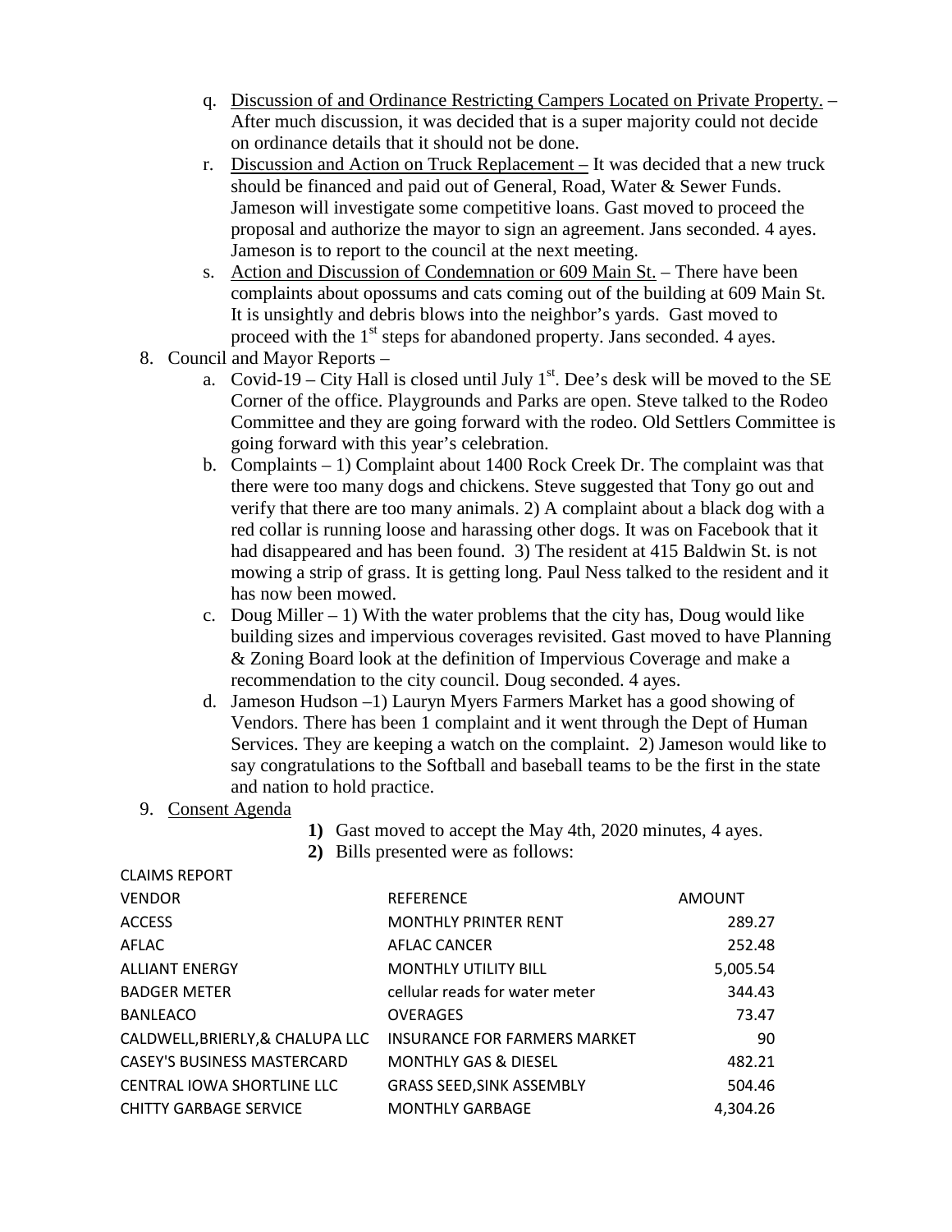q. Discussion of and Ordinance Restricting Campers Located on Private Property. – After much discussion, it was decided that is a super majority could not decide on ordinance details that it should not be done.

r. Discussion and Action on Truck Replacement – It was decided that a new truck should be financed and paid out of General, Road, Water & Sewer Funds. Jameson will investigate some competitive loans. Gast moved to proceed the proposal and authorize the mayor to sign an agreement. Jans seconded. 4 ayes. Jameson is to report to the council at the next meeting.

s. Action and Discussion of Condemnation or 609 Main St. – There have been complaints about opossums and cats coming out of the building at 609 Main St. It is unsightly and debris blows into the neighbor's yards. Gast moved to proceed with the 1st steps for abandoned property. Jans seconded. 4 ayes.

8. Council and Mayor Reports –

   a. Covid-19 – City Hall is closed until July 1st. Dee's desk will be moved to the SE Corner of the office. Playgrounds and Parks are open. Steve talked to the Rodeo Committee and they are going forward with the rodeo. Old Settlers Committee is going forward with this year's celebration.

   b. Complaints – 1) Complaint about 1400 Rock Creek Dr. The complaint was that there were too many dogs and chickens. Steve suggested that Tony go out and verify that there are too many animals. 2) A complaint about a black dog with a red collar is running loose and harassing other dogs. It was on Facebook that it had disappeared and has been found. 3) The resident at 415 Baldwin St. is not mowing a strip of grass. It is getting long. Paul Ness talked to the resident and it has now been mowed.

   c. Doug Miller – 1) With the water problems that the city has, Doug would like building sizes and impervious coverages revisited. Gast moved to have Planning & Zoning Board look at the definition of Impervious Coverage and make a recommendation to the city council. Doug seconded. 4 ayes.

   d. Jameson Hudson –1) Lauryn Myers Farmers Market has a good showing of Vendors. There has been 1 complaint and it went through the Dept of Human Services. They are keeping a watch on the complaint. 2) Jameson would like to say congratulations to the Softball and baseball teams to be the first in the state and nation to hold practice.

9. Consent Agenda

   **1)** Gast moved to accept the May 4th, 2020 minutes, 4 ayes.

   **2)** Bills presented were as follows:

CLAIMS REPORT

| VENDOR | REFERENCE | AMOUNT |
|---|---|---|
| ACCESS | MONTHLY PRINTER RENT | 289.27 |
| AFLAC | AFLAC CANCER | 252.48 |
| ALLIANT ENERGY | MONTHLY UTILITY BILL | 5,005.54 |
| BADGER METER | cellular reads for water meter | 344.43 |
| BANLEACO | OVERAGES | 73.47 |
| CALDWELL,BRIERLY,& CHALUPA LLC | INSURANCE FOR FARMERS MARKET | 90 |
| CASEY'S BUSINESS MASTERCARD | MONTHLY GAS & DIESEL | 482.21 |
| CENTRAL IOWA SHORTLINE LLC | GRASS SEED,SINK ASSEMBLY | 504.46 |
| CHITTY GARBAGE SERVICE | MONTHLY GARBAGE | 4,304.26 |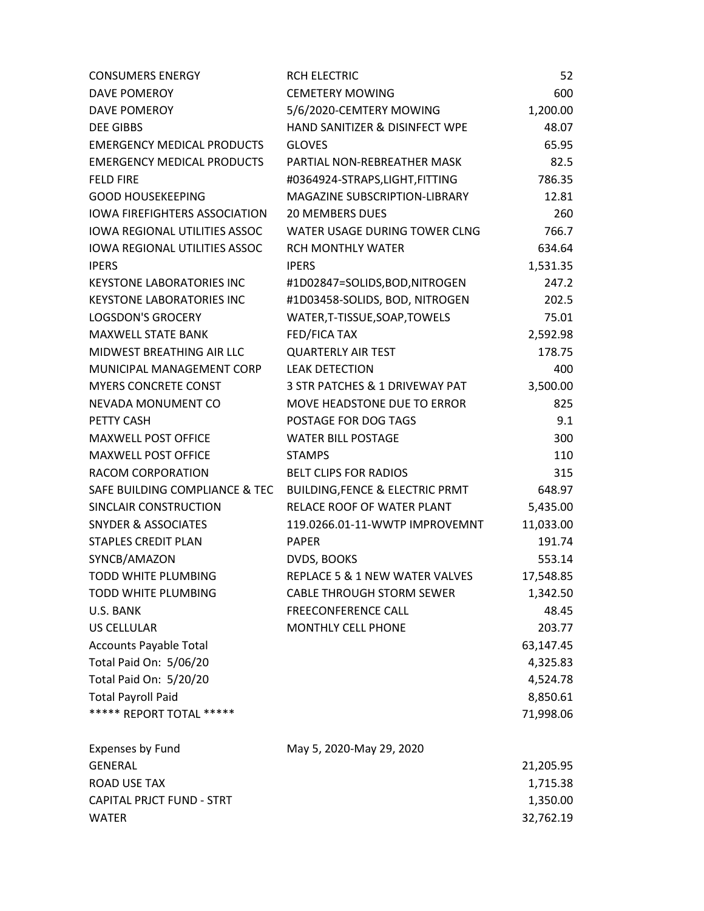| | | |
|---|---|---|
| CONSUMERS ENERGY | RCH ELECTRIC | 52 |
| DAVE POMEROY | CEMETERY MOWING | 600 |
| DAVE POMEROY | 5/6/2020-CEMTERY MOWING | 1,200.00 |
| DEE GIBBS | HAND SANITIZER & DISINFECT WPE | 48.07 |
| EMERGENCY MEDICAL PRODUCTS | GLOVES | 65.95 |
| EMERGENCY MEDICAL PRODUCTS | PARTIAL NON-REBREATHER MASK | 82.5 |
| FELD FIRE | #0364924-STRAPS,LIGHT,FITTING | 786.35 |
| GOOD HOUSEKEEPING | MAGAZINE SUBSCRIPTION-LIBRARY | 12.81 |
| IOWA FIREFIGHTERS ASSOCIATION | 20 MEMBERS DUES | 260 |
| IOWA REGIONAL UTILITIES ASSOC | WATER USAGE DURING TOWER CLNG | 766.7 |
| IOWA REGIONAL UTILITIES ASSOC | RCH MONTHLY WATER | 634.64 |
| IPERS | IPERS | 1,531.35 |
| KEYSTONE LABORATORIES INC | #1D02847=SOLIDS,BOD,NITROGEN | 247.2 |
| KEYSTONE LABORATORIES INC | #1D03458-SOLIDS, BOD, NITROGEN | 202.5 |
| LOGSDON'S GROCERY | WATER,T-TISSUE,SOAP,TOWELS | 75.01 |
| MAXWELL STATE BANK | FED/FICA TAX | 2,592.98 |
| MIDWEST BREATHING AIR LLC | QUARTERLY AIR TEST | 178.75 |
| MUNICIPAL MANAGEMENT CORP | LEAK DETECTION | 400 |
| MYERS CONCRETE CONST | 3 STR PATCHES & 1 DRIVEWAY PAT | 3,500.00 |
| NEVADA MONUMENT CO | MOVE HEADSTONE DUE TO ERROR | 825 |
| PETTY CASH | POSTAGE FOR DOG TAGS | 9.1 |
| MAXWELL POST OFFICE | WATER BILL POSTAGE | 300 |
| MAXWELL POST OFFICE | STAMPS | 110 |
| RACOM CORPORATION | BELT CLIPS FOR RADIOS | 315 |
| SAFE BUILDING COMPLIANCE & TEC | BUILDING,FENCE & ELECTRIC PRMT | 648.97 |
| SINCLAIR CONSTRUCTION | RELACE ROOF OF WATER PLANT | 5,435.00 |
| SNYDER & ASSOCIATES | 119.0266.01-11-WWTP IMPROVEMNT | 11,033.00 |
| STAPLES CREDIT PLAN | PAPER | 191.74 |
| SYNCB/AMAZON | DVDS, BOOKS | 553.14 |
| TODD WHITE PLUMBING | REPLACE 5 & 1 NEW WATER VALVES | 17,548.85 |
| TODD WHITE PLUMBING | CABLE THROUGH STORM SEWER | 1,342.50 |
| U.S. BANK | FREECONFERENCE CALL | 48.45 |
| US CELLULAR | MONTHLY CELL PHONE | 203.77 |
| Accounts Payable Total | | 63,147.45 |
| Total Paid On: 5/06/20 | | 4,325.83 |
| Total Paid On: 5/20/20 | | 4,524.78 |
| Total Payroll Paid | | 8,850.61 |
| ***** REPORT TOTAL ***** | | 71,998.06 |

| Expenses by Fund | May 5, 2020-May 29, 2020 |
|---|---|
| GENERAL | 21,205.95 |
| ROAD USE TAX | 1,715.38 |
| CAPITAL PRJCT FUND - STRT | 1,350.00 |
| WATER | 32,762.19 |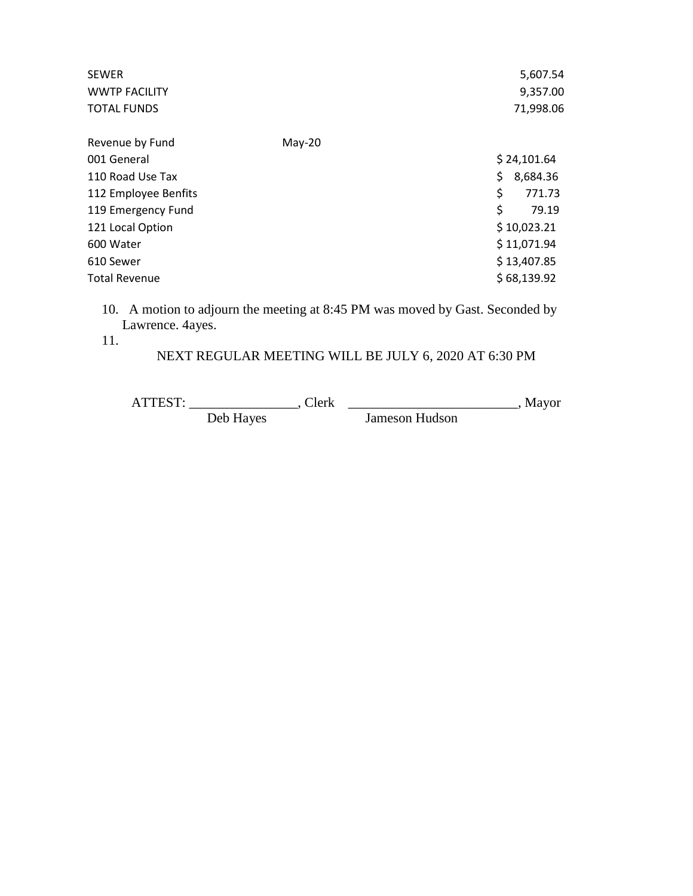| | | |
|---|---|---|
| SEWER | | 5,607.54 |
| WWTP FACILITY | | 9,357.00 |
| TOTAL FUNDS | | 71,998.06 |

| Revenue by Fund | May-20 | |
|---|---|---|
| 001 General | | $ 24,101.64 |
| 110 Road Use Tax | | $ 8,684.36 |
| 112 Employee Benfits | | $ 771.73 |
| 119 Emergency Fund | | $ 79.19 |
| 121 Local Option | | $ 10,023.21 |
| 600 Water | | $ 11,071.94 |
| 610 Sewer | | $ 13,407.85 |
| Total Revenue | | $ 68,139.92 |

10. A motion to adjourn the meeting at 8:45 PM was moved by Gast. Seconded by Lawrence. 4ayes.
11.

NEXT REGULAR MEETING WILL BE JULY 6, 2020 AT 6:30 PM

ATTEST: ________________, Clerk _________________________, Mayor
Deb Hayes Jameson Hudson